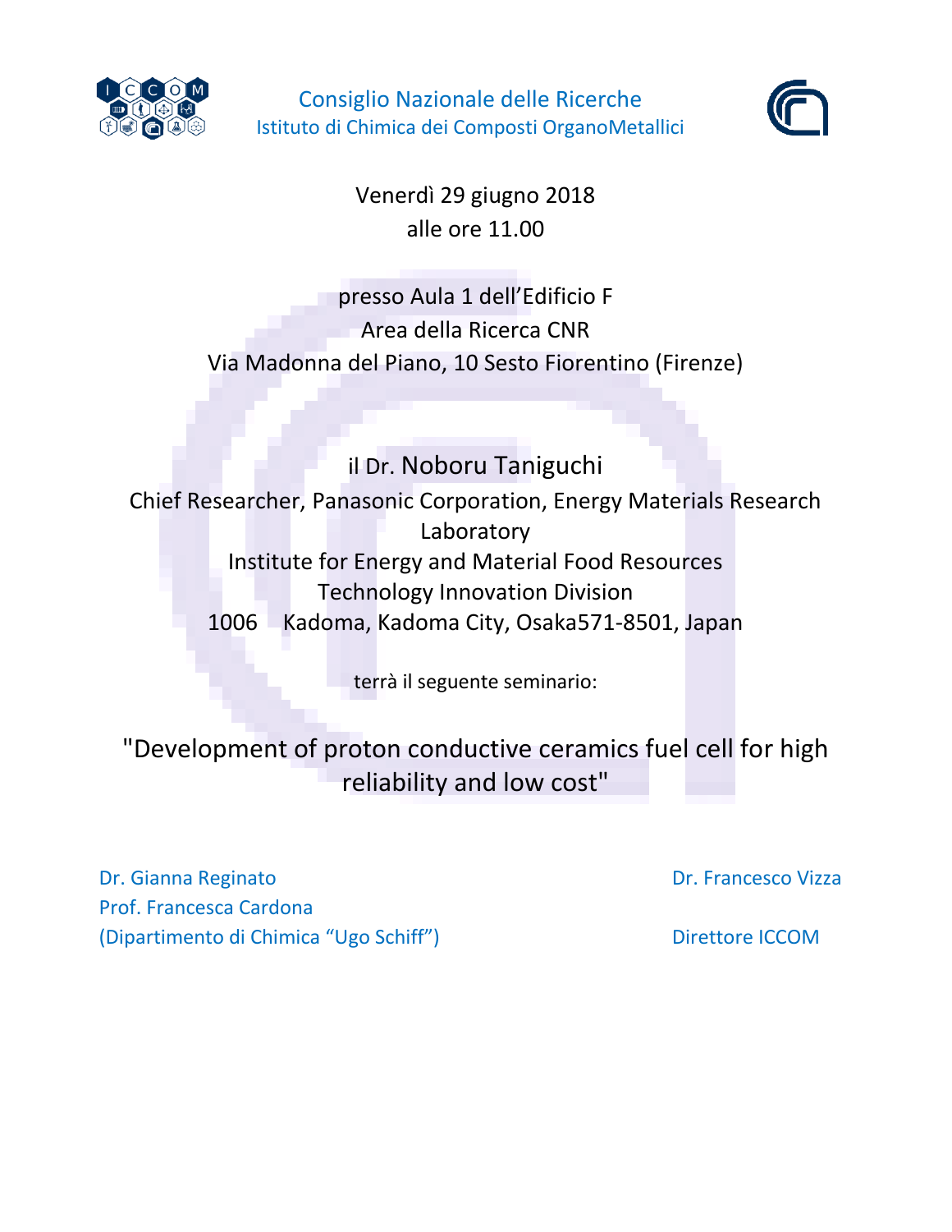Consiglio Nazionale delle Ricerche
Istituto di Chimica dei Composti OrganoMetallici

Venerdì 29 giugno 2018
alle ore 11.00

presso Aula 1 dell'Edificio F
Area della Ricerca CNR
Via Madonna del Piano, 10 Sesto Fiorentino (Firenze)

il Dr. Noboru Taniguchi
Chief Researcher, Panasonic Corporation, Energy Materials Research Laboratory
Institute for Energy and Material Food Resources
Technology Innovation Division
1006 Kadoma, Kadoma City, Osaka571-8501, Japan

terrà il seguente seminario:

## "Development of proton conductive ceramics fuel cell for high reliability and low cost"

Dr. Gianna Reginato
Prof. Francesca Cardona
(Dipartimento di Chimica "Ugo Schiff")

Dr. Francesco Vizza
Direttore ICCOM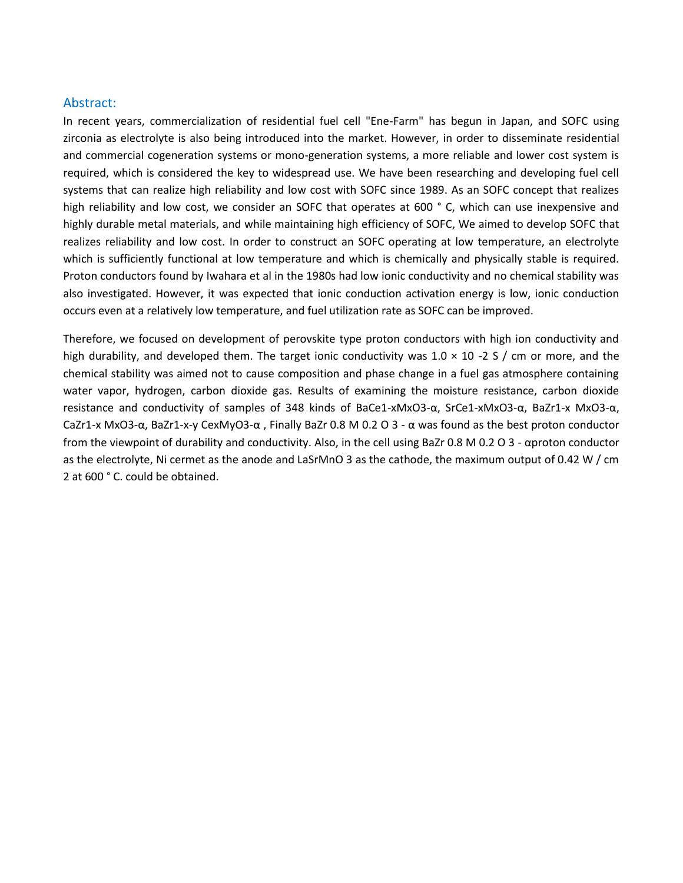## Abstract:

In recent years, commercialization of residential fuel cell "Ene-Farm" has begun in Japan, and SOFC using zirconia as electrolyte is also being introduced into the market. However, in order to disseminate residential and commercial cogeneration systems or mono-generation systems, a more reliable and lower cost system is required, which is considered the key to widespread use. We have been researching and developing fuel cell systems that can realize high reliability and low cost with SOFC since 1989. As an SOFC concept that realizes high reliability and low cost, we consider an SOFC that operates at 600 ° C, which can use inexpensive and highly durable metal materials, and while maintaining high efficiency of SOFC, We aimed to develop SOFC that realizes reliability and low cost. In order to construct an SOFC operating at low temperature, an electrolyte which is sufficiently functional at low temperature and which is chemically and physically stable is required. Proton conductors found by Iwahara et al in the 1980s had low ionic conductivity and no chemical stability was also investigated. However, it was expected that ionic conduction activation energy is low, ionic conduction occurs even at a relatively low temperature, and fuel utilization rate as SOFC can be improved.

Therefore, we focused on development of perovskite type proton conductors with high ion conductivity and high durability, and developed them. The target ionic conductivity was $1.0 \times 10^{-2}$ S / cm or more, and the chemical stability was aimed not to cause composition and phase change in a fuel gas atmosphere containing water vapor, hydrogen, carbon dioxide gas. Results of examining the moisture resistance, carbon dioxide resistance and conductivity of samples of 348 kinds of $BaCe_{1-x}M_xO_{3-\alpha}$, $SrCe_{1-x}M_xO_{3-\alpha}$, $BaZr_{1-x}M_xO_{3-\alpha}$, $CaZr_{1-x}M_xO_{3-\alpha}$, $BaZr_{1-x-y}Ce_xM_yO_{3-\alpha}$ , Finally $BaZr_{0.8}M_{0.2}O_{3-\alpha}$ was found as the best proton conductor from the viewpoint of durability and conductivity. Also, in the cell using $BaZr_{0.8}M_{0.2}O_{3-\alpha}$ proton conductor as the electrolyte, Ni cermet as the anode and $LaSrMnO_3$ as the cathode, the maximum output of 0.42 W / $cm^2$ at 600 ° C. could be obtained.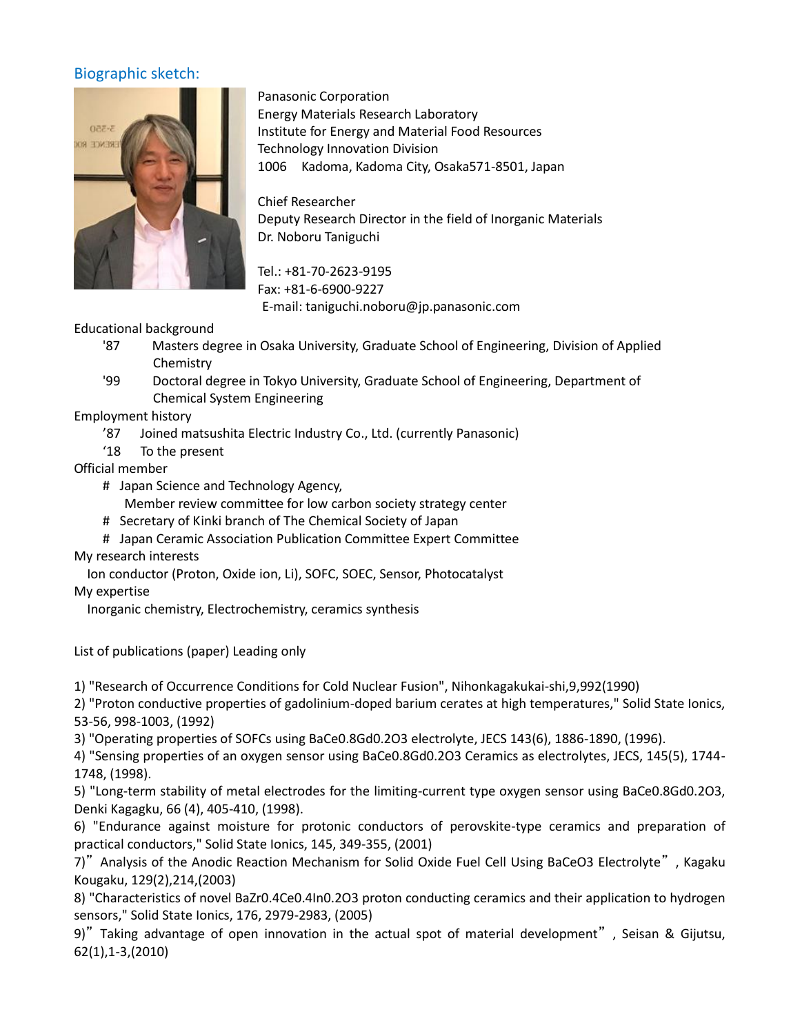## Biographic sketch:

Panasonic Corporation
Energy Materials Research Laboratory
Institute for Energy and Material Food Resources
Technology Innovation Division
1006 Kadoma, Kadoma City, Osaka571-8501, Japan

Chief Researcher
Deputy Research Director in the field of Inorganic Materials
Dr. Noboru Taniguchi

Tel.: +81-70-2623-9195
Fax: +81-6-6900-9227
E-mail: taniguchi.noboru@jp.panasonic.com

Educational background

- '87 Masters degree in Osaka University, Graduate School of Engineering, Division of Applied Chemistry
- '99 Doctoral degree in Tokyo University, Graduate School of Engineering, Department of Chemical System Engineering

Employment history

- '87 Joined matsushita Electric Industry Co., Ltd. (currently Panasonic)
- '18 To the present

Official member

- # Japan Science and Technology Agency, Member review committee for low carbon society strategy center
- # Secretary of Kinki branch of The Chemical Society of Japan
- # Japan Ceramic Association Publication Committee Expert Committee

My research interests

Ion conductor (Proton, Oxide ion, Li), SOFC, SOEC, Sensor, Photocatalyst

My expertise

Inorganic chemistry, Electrochemistry, ceramics synthesis

List of publications (paper) Leading only

1) "Research of Occurrence Conditions for Cold Nuclear Fusion", Nihonkagakukai-shi,9,992(1990)
2) "Proton conductive properties of gadolinium-doped barium cerates at high temperatures," Solid State Ionics, 53-56, 998-1003, (1992)
3) "Operating properties of SOFCs using $BaCe_{0.8}Gd_{0.2}O_3$ electrolyte, JECS 143(6), 1886-1890, (1996).
4) "Sensing properties of an oxygen sensor using $BaCe_{0.8}Gd_{0.2}O_3$ Ceramics as electrolytes, JECS, 145(5), 1744-1748, (1998).
5) "Long-term stability of metal electrodes for the limiting-current type oxygen sensor using $BaCe_{0.8}Gd_{0.2}O_3$, Denki Kagagku, 66 (4), 405-410, (1998).
6) "Endurance against moisture for protonic conductors of perovskite-type ceramics and preparation of practical conductors," Solid State Ionics, 145, 349-355, (2001)
7)"Analysis of the Anodic Reaction Mechanism for Solid Oxide Fuel Cell Using $BaCeO_3$ Electrolyte", Kagaku Kougaku, 129(2),214,(2003)
8) "Characteristics of novel $BaZr_{0.4}Ce_{0.4}In_{0.2}O_3$ proton conducting ceramics and their application to hydrogen sensors," Solid State Ionics, 176, 2979-2983, (2005)
9)"Taking advantage of open innovation in the actual spot of material development", Seisan & Gijutsu, 62(1),1-3,(2010)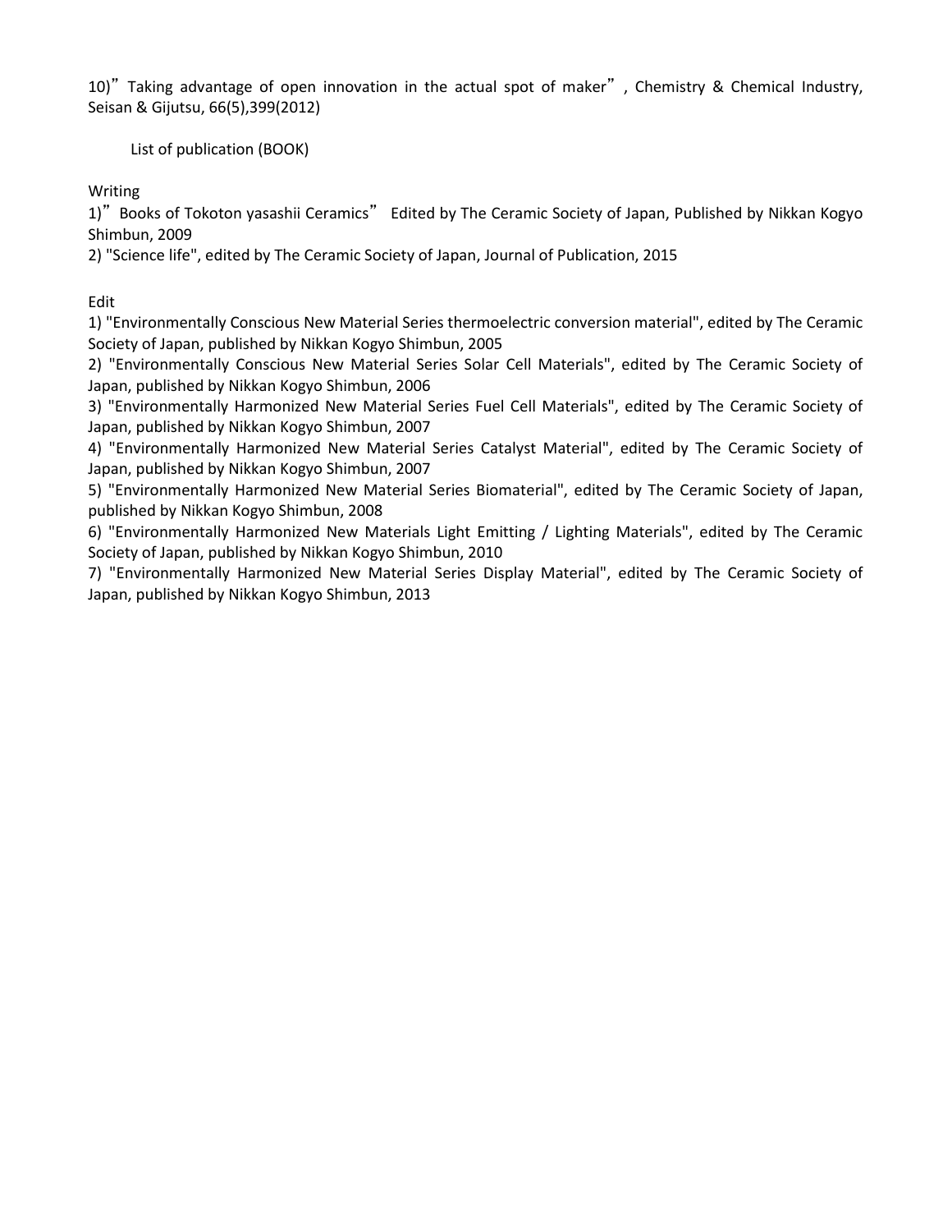10)” Taking advantage of open innovation in the actual spot of maker” , Chemistry & Chemical Industry, Seisan & Gijutsu, 66(5),399(2012)

List of publication (BOOK)

Writing

1)” Books of Tokoton yasashii Ceramics” Edited by The Ceramic Society of Japan, Published by Nikkan Kogyo Shimbun, 2009

2) "Science life", edited by The Ceramic Society of Japan, Journal of Publication, 2015

Edit

1) "Environmentally Conscious New Material Series thermoelectric conversion material", edited by The Ceramic Society of Japan, published by Nikkan Kogyo Shimbun, 2005

2) "Environmentally Conscious New Material Series Solar Cell Materials", edited by The Ceramic Society of Japan, published by Nikkan Kogyo Shimbun, 2006

3) "Environmentally Harmonized New Material Series Fuel Cell Materials", edited by The Ceramic Society of Japan, published by Nikkan Kogyo Shimbun, 2007

4) "Environmentally Harmonized New Material Series Catalyst Material", edited by The Ceramic Society of Japan, published by Nikkan Kogyo Shimbun, 2007

5) "Environmentally Harmonized New Material Series Biomaterial", edited by The Ceramic Society of Japan, published by Nikkan Kogyo Shimbun, 2008

6) "Environmentally Harmonized New Materials Light Emitting / Lighting Materials", edited by The Ceramic Society of Japan, published by Nikkan Kogyo Shimbun, 2010

7) "Environmentally Harmonized New Material Series Display Material", edited by The Ceramic Society of Japan, published by Nikkan Kogyo Shimbun, 2013